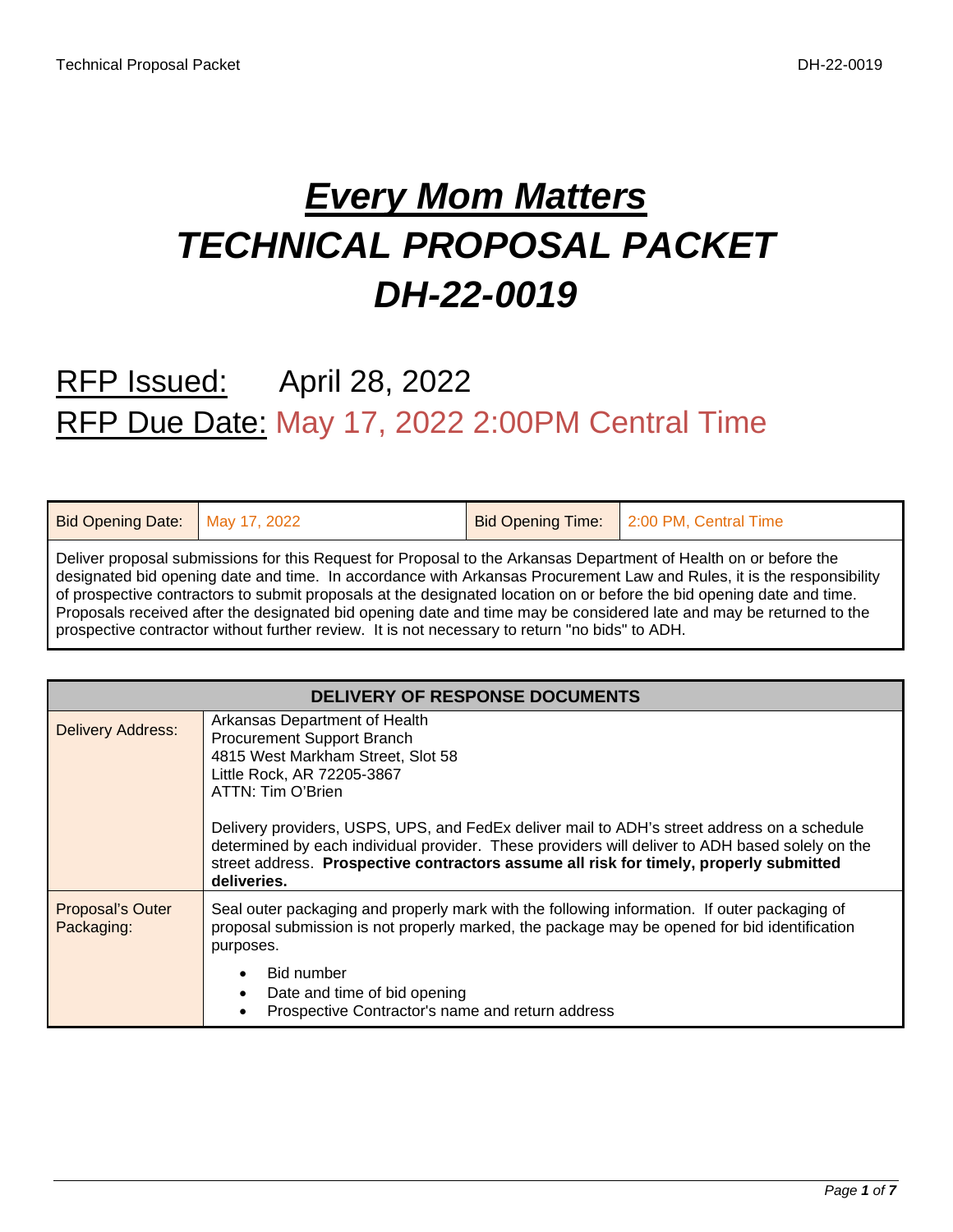# ***Every Mom Matters***
# ***TECHNICAL PROPOSAL PACKET***
# ***DH-22-0019***

## RFP Issued: April 28, 2022
## RFP Due Date: May 17, 2022 2:00PM Central Time

| Bid Opening Date: | May 17, 2022 | Bid Opening Time: | 2:00 PM, Central Time |
|---|---|---|---|
| Deliver proposal submissions for this Request for Proposal to the Arkansas Department of Health on or before the designated bid opening date and time. In accordance with Arkansas Procurement Law and Rules, it is the responsibility of prospective contractors to submit proposals at the designated location on or before the bid opening date and time. Proposals received after the designated bid opening date and time may be considered late and may be returned to the prospective contractor without further review. It is not necessary to return "no bids" to ADH. | | | |

| DELIVERY OF RESPONSE DOCUMENTS | |
|---|---|
| Delivery Address: | Arkansas Department of Health<br>Procurement Support Branch<br>4815 West Markham Street, Slot 58<br>Little Rock, AR 72205-3867<br>ATTN: Tim O'Brien<br><br>Delivery providers, USPS, UPS, and FedEx deliver mail to ADH's street address on a schedule determined by each individual provider. These providers will deliver to ADH based solely on the street address. **Prospective contractors assume all risk for timely, properly submitted deliveries.** |
| Proposal's Outer Packaging: | Seal outer packaging and properly mark with the following information. If outer packaging of proposal submission is not properly marked, the package may be opened for bid identification purposes.<br>• Bid number<br>• Date and time of bid opening<br>• Prospective Contractor's name and return address |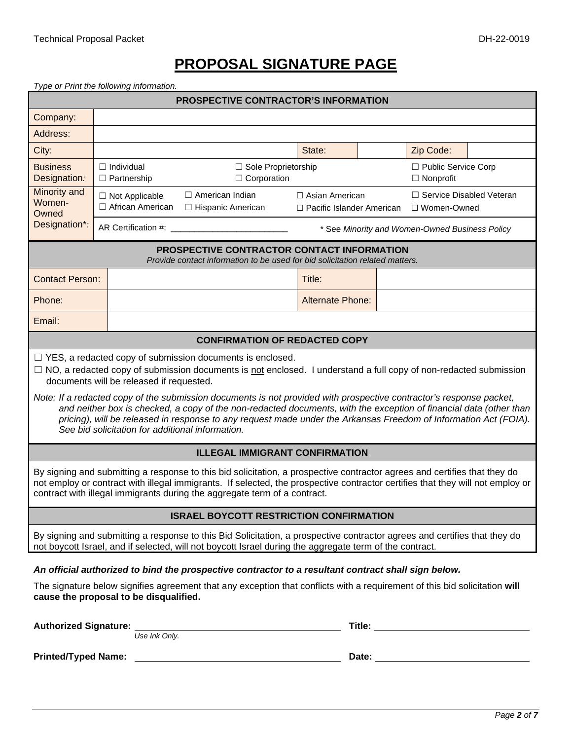# PROPOSAL SIGNATURE PAGE

*Type or Print the following information.*

| PROSPECTIVE CONTRACTOR'S INFORMATION | | | | | |
|---|---|---|---|---|---|
| Company: | | | | | |
| Address: | | | | | |
| City: | | State: | | Zip Code: | |
| Business Designation: | ☐ Individual ☐ Partnership | ☐ Sole Proprietorship ☐ Corporation | | ☐ Public Service Corp ☐ Nonprofit | |
| Minority and Women-Owned Designation*: | ☐ Not Applicable ☐ African American | ☐ American Indian ☐ Hispanic American | ☐ Asian American ☐ Pacific Islander American | ☐ Service Disabled Veteran ☐ Women-Owned | |
| | AR Certification #: ________________________ | | * See *Minority and Women-Owned Business Policy* | | |

| PROSPECTIVE CONTRACTOR CONTACT INFORMATION *Provide contact information to be used for bid solicitation related matters.* | | | |
|---|---|---|---|
| Contact Person: | | Title: | |
| Phone: | | Alternate Phone: | |
| Email: | | | |

## CONFIRMATION OF REDACTED COPY

☐ YES, a redacted copy of submission documents is enclosed.

☐ NO, a redacted copy of submission documents is not enclosed. I understand a full copy of non-redacted submission documents will be released if requested.

*Note: If a redacted copy of the submission documents is not provided with prospective contractor's response packet, and neither box is checked, a copy of the non-redacted documents, with the exception of financial data (other than pricing), will be released in response to any request made under the Arkansas Freedom of Information Act (FOIA). See bid solicitation for additional information.*

## ILLEGAL IMMIGRANT CONFIRMATION

By signing and submitting a response to this bid solicitation, a prospective contractor agrees and certifies that they do not employ or contract with illegal immigrants. If selected, the prospective contractor certifies that they will not employ or contract with illegal immigrants during the aggregate term of a contract.

## ISRAEL BOYCOTT RESTRICTION CONFIRMATION

By signing and submitting a response to this Bid Solicitation, a prospective contractor agrees and certifies that they do not boycott Israel, and if selected, will not boycott Israel during the aggregate term of the contract.

***An official authorized to bind the prospective contractor to a resultant contract shall sign below.***

The signature below signifies agreement that any exception that conflicts with a requirement of this bid solicitation **will cause the proposal to be disqualified.**

**Authorized Signature:** ______________________________ **Title:** ______________________
*Use Ink Only.*

**Printed/Typed Name:** ______________________________ **Date:** ______________________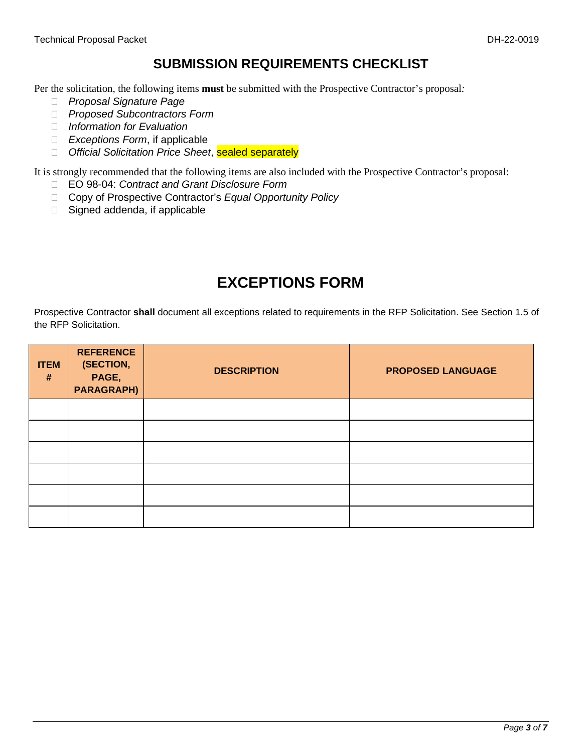## SUBMISSION REQUIREMENTS CHECKLIST

Per the solicitation, the following items **must** be submitted with the Prospective Contractor's proposal:

- ☐ *Proposal Signature Page*
- ☐ *Proposed Subcontractors Form*
- ☐ *Information for Evaluation*
- ☐ *Exceptions Form*, if applicable
- ☐ *Official Solicitation Price Sheet*, sealed separately

It is strongly recommended that the following items are also included with the Prospective Contractor's proposal:

- ☐ EO 98-04: *Contract and Grant Disclosure Form*
- ☐ Copy of Prospective Contractor's *Equal Opportunity Policy*
- ☐ Signed addenda, if applicable

# EXCEPTIONS FORM

Prospective Contractor **shall** document all exceptions related to requirements in the RFP Solicitation. See Section 1.5 of the RFP Solicitation.

| ITEM # | REFERENCE (SECTION, PAGE, PARAGRAPH) | DESCRIPTION | PROPOSED LANGUAGE |
|---|---|---|---|
| | | | |
| | | | |
| | | | |
| | | | |
| | | | |
| | | | |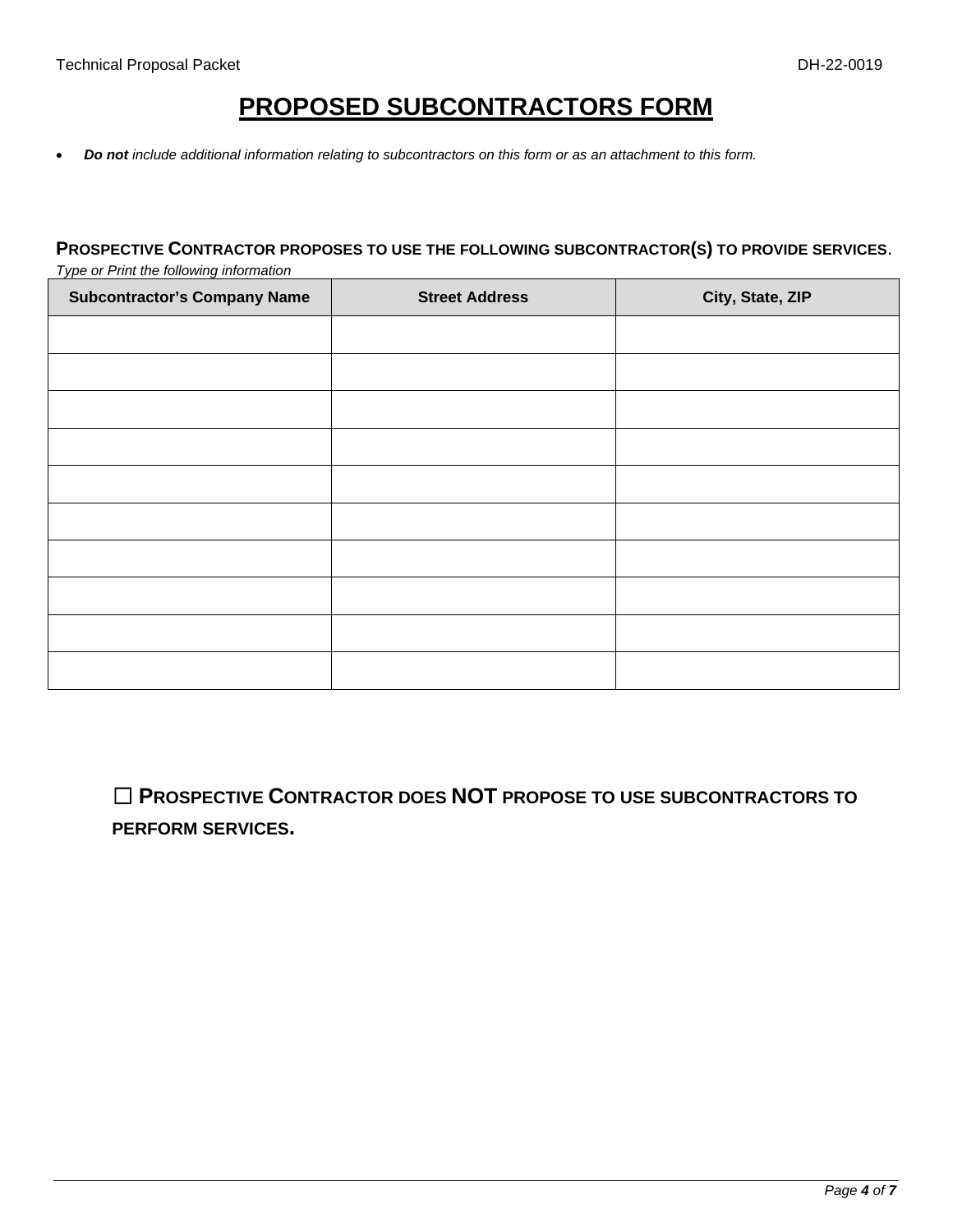# PROPOSED SUBCONTRACTORS FORM

- ***Do not*** *include additional information relating to subcontractors on this form or as an attachment to this form.*

**PROSPECTIVE CONTRACTOR PROPOSES TO USE THE FOLLOWING SUBCONTRACTOR(S) TO PROVIDE SERVICES.**

*Type or Print the following information*

| Subcontractor's Company Name | Street Address | City, State, ZIP |
|---|---|---|
| | | |
| | | |
| | | |
| | | |
| | | |
| | | |
| | | |
| | | |
| | | |
| | | |

☐ **PROSPECTIVE CONTRACTOR DOES NOT PROPOSE TO USE SUBCONTRACTORS TO PERFORM SERVICES.**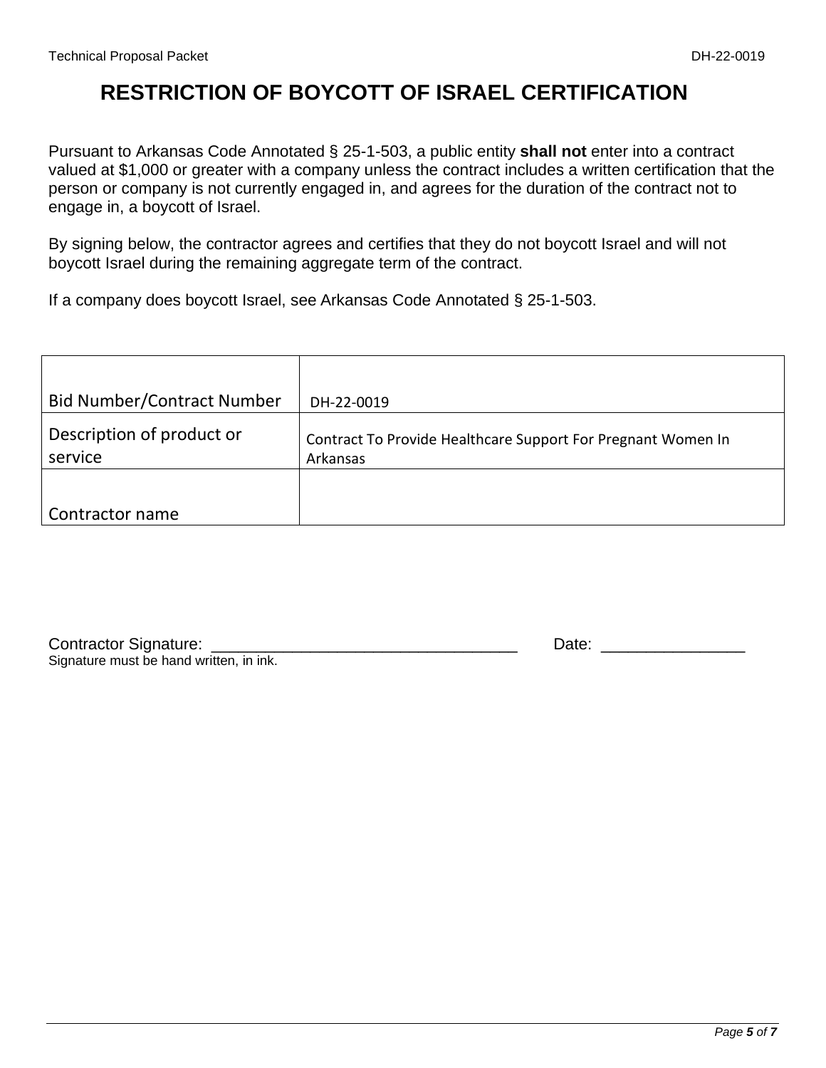# RESTRICTION OF BOYCOTT OF ISRAEL CERTIFICATION

Pursuant to Arkansas Code Annotated § 25-1-503, a public entity **shall not** enter into a contract valued at $1,000 or greater with a company unless the contract includes a written certification that the person or company is not currently engaged in, and agrees for the duration of the contract not to engage in, a boycott of Israel.

By signing below, the contractor agrees and certifies that they do not boycott Israel and will not boycott Israel during the remaining aggregate term of the contract.

If a company does boycott Israel, see Arkansas Code Annotated § 25-1-503.

| | |
|---|---|
| Bid Number/Contract Number | DH-22-0019 |
| Description of product or service | Contract To Provide Healthcare Support For Pregnant Women In Arkansas |
| Contractor name | |

Contractor Signature: ___________________________________ Date: ________________

Signature must be hand written, in ink.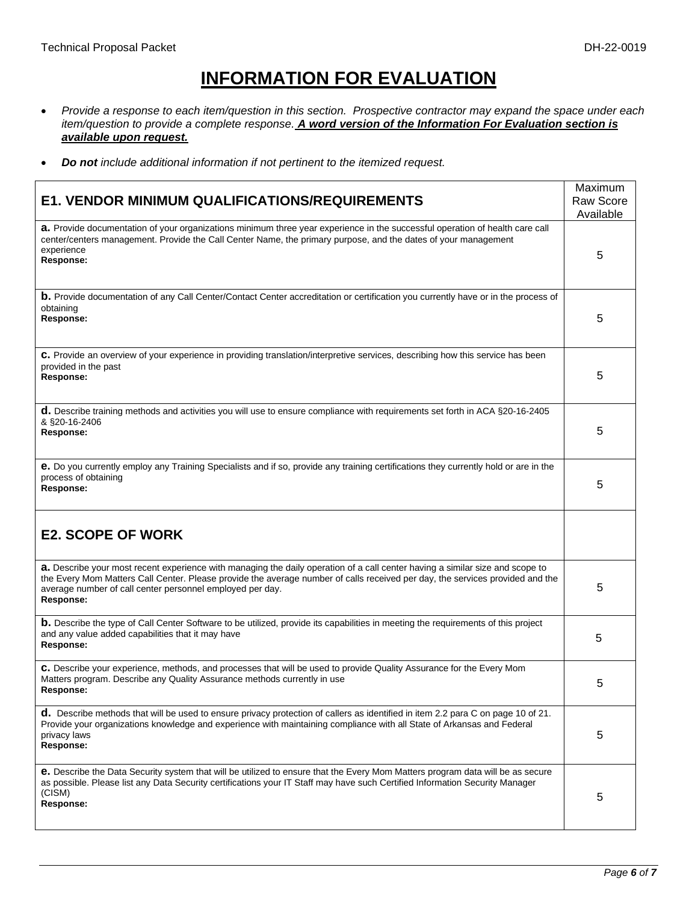# INFORMATION FOR EVALUATION

- *Provide a response to each item/question in this section. Prospective contractor may expand the space under each item/question to provide a complete response.* ***A word version of the Information For Evaluation section is available upon request.***
- ***Do not*** *include additional information if not pertinent to the itemized request.*

| **E1. VENDOR MINIMUM QUALIFICATIONS/REQUIREMENTS** | Maximum Raw Score Available |
|---|---|
| **a.** Provide documentation of your organizations minimum three year experience in the successful operation of health care call center/centers management. Provide the Call Center Name, the primary purpose, and the dates of your management experience<br>**Response:** | 5 |
| **b.** Provide documentation of any Call Center/Contact Center accreditation or certification you currently have or in the process of obtaining<br>**Response:** | 5 |
| **c.** Provide an overview of your experience in providing translation/interpretive services, describing how this service has been provided in the past<br>**Response:** | 5 |
| **d.** Describe training methods and activities you will use to ensure compliance with requirements set forth in ACA §20-16-2405 & §20-16-2406<br>**Response:** | 5 |
| **e.** Do you currently employ any Training Specialists and if so, provide any training certifications they currently hold or are in the process of obtaining<br>**Response:** | 5 |
| **E2. SCOPE OF WORK** | |
| **a.** Describe your most recent experience with managing the daily operation of a call center having a similar size and scope to the Every Mom Matters Call Center. Please provide the average number of calls received per day, the services provided and the average number of call center personnel employed per day.<br>**Response:** | 5 |
| **b.** Describe the type of Call Center Software to be utilized, provide its capabilities in meeting the requirements of this project and any value added capabilities that it may have<br>**Response:** | 5 |
| **c.** Describe your experience, methods, and processes that will be used to provide Quality Assurance for the Every Mom Matters program. Describe any Quality Assurance methods currently in use<br>**Response:** | 5 |
| **d.** Describe methods that will be used to ensure privacy protection of callers as identified in item 2.2 para C on page 10 of 21. Provide your organizations knowledge and experience with maintaining compliance with all State of Arkansas and Federal privacy laws<br>**Response:** | 5 |
| **e.** Describe the Data Security system that will be utilized to ensure that the Every Mom Matters program data will be as secure as possible. Please list any Data Security certifications your IT Staff may have such Certified Information Security Manager (CISM)<br>**Response:** | 5 |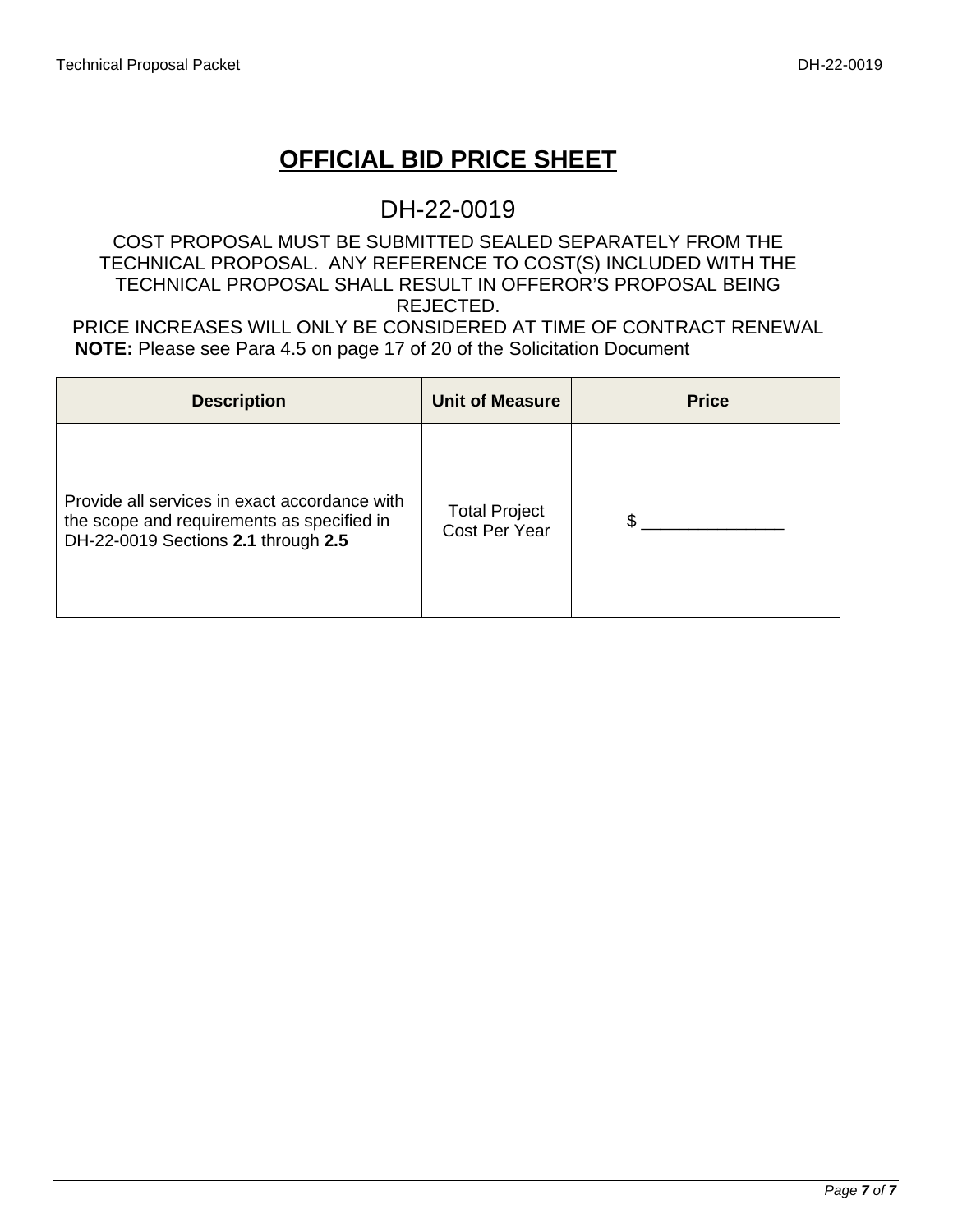# OFFICIAL BID PRICE SHEET

## DH-22-0019

COST PROPOSAL MUST BE SUBMITTED SEALED SEPARATELY FROM THE TECHNICAL PROPOSAL. ANY REFERENCE TO COST(S) INCLUDED WITH THE TECHNICAL PROPOSAL SHALL RESULT IN OFFEROR'S PROPOSAL BEING REJECTED.

PRICE INCREASES WILL ONLY BE CONSIDERED AT TIME OF CONTRACT RENEWAL

**NOTE:** Please see Para 4.5 on page 17 of 20 of the Solicitation Document

| Description | Unit of Measure | Price |
|---|---|---|
| Provide all services in exact accordance with the scope and requirements as specified in DH-22-0019 Sections **2.1** through **2.5** | Total Project Cost Per Year | $ _______________ |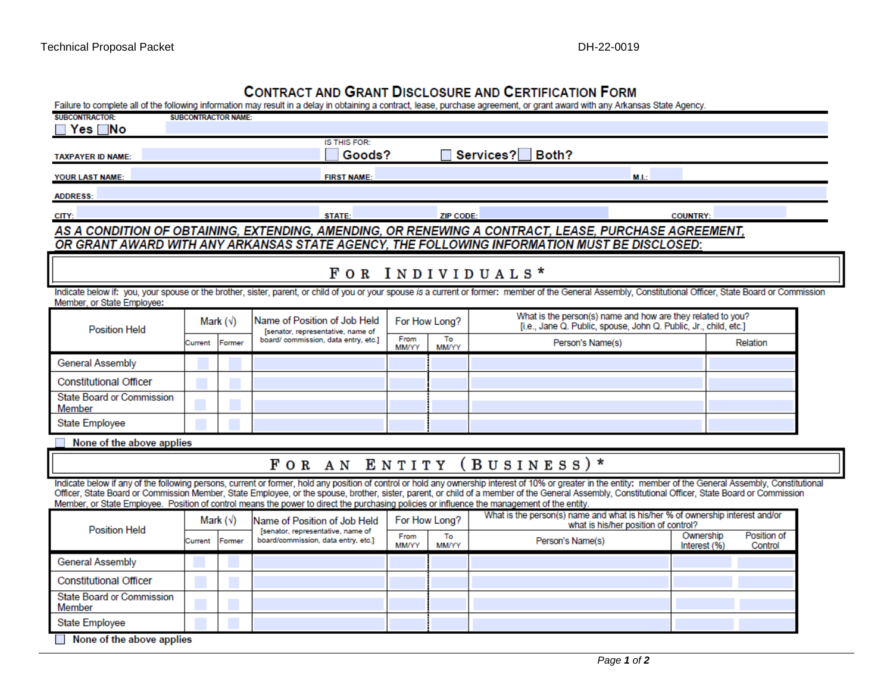# CONTRACT AND GRANT DISCLOSURE AND CERTIFICATION FORM

Failure to complete all of the following information may result in a delay in obtaining a contract, lease, purchase agreement, or grant award with any Arkansas State Agency.

**SUBCONTRACTOR:** ☐ Yes ☐ No  **SUBCONTRACTOR NAME:**

**TAXPAYER ID NAME:**  IS THIS FOR: ☐ Goods? ☐ Services? ☐ Both?

**YOUR LAST NAME:**  **FIRST NAME:**  **M.I.:**

**ADDRESS:**

**CITY:**  **STATE:**  **ZIP CODE:**  **COUNTRY:**

***AS A CONDITION OF OBTAINING, EXTENDING, AMENDING, OR RENEWING A CONTRACT, LEASE, PURCHASE AGREEMENT, OR GRANT AWARD WITH ANY ARKANSAS STATE AGENCY, THE FOLLOWING INFORMATION MUST BE DISCLOSED:***

## FOR INDIVIDUALS*

Indicate below if: you, your spouse or the brother, sister, parent, or child of you or your spouse *is* a current or former: member of the General Assembly, Constitutional Officer, State Board or Commission Member, or State Employee:

| Position Held | Mark (√) | | Name of Position of Job Held [senator, representative, name of board/ commission, data entry, etc.] | For How Long? | | What is the person(s) name and how are they related to you? [i.e., Jane Q. Public, spouse, John Q. Public, Jr., child, etc.] | |
|---|---|---|---|---|---|---|---|
| | Current | Former | | From MM/YY | To MM/YY | Person's Name(s) | Relation |
| General Assembly | | | | | | | |
| Constitutional Officer | | | | | | | |
| State Board or Commission Member | | | | | | | |
| State Employee | | | | | | | |

☐ **None of the above applies**

## FOR AN ENTITY (BUSINESS)*

Indicate below if any of the following persons, current or former, hold any position of control or hold any ownership interest of 10% or greater in the entity: member of the General Assembly, Constitutional Officer, State Board or Commission Member, State Employee, or the spouse, brother, sister, parent, or child of a member of the General Assembly, Constitutional Officer, State Board or Commission Member, or State Employee. Position of control means the power to direct the purchasing policies or influence the management of the entity.

| Position Held | Mark (√) | | Name of Position of Job Held [senator, representative, name of board/commission, data entry, etc.] | For How Long? | | What is the person(s) name and what is his/her % of ownership interest and/or what is his/her position of control? | | |
|---|---|---|---|---|---|---|---|---|
| | Current | Former | | From MM/YY | To MM/YY | Person's Name(s) | Ownership Interest (%) | Position of Control |
| General Assembly | | | | | | | | |
| Constitutional Officer | | | | | | | | |
| State Board or Commission Member | | | | | | | | |
| State Employee | | | | | | | | |

☐ **None of the above applies**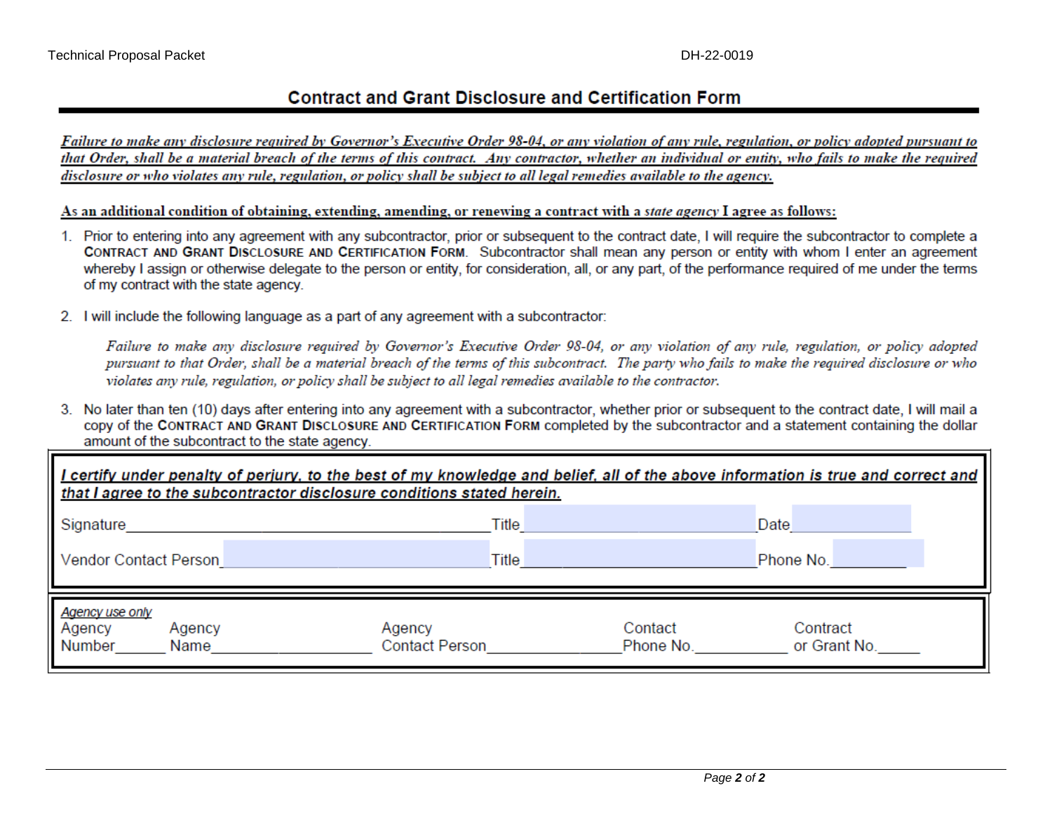# Contract and Grant Disclosure and Certification Form

***Failure to make any disclosure required by Governor's Executive Order 98-04, or any violation of any rule, regulation, or policy adopted pursuant to that Order, shall be a material breach of the terms of this contract. Any contractor, whether an individual or entity, who fails to make the required disclosure or who violates any rule, regulation, or policy shall be subject to all legal remedies available to the agency.***

**As an additional condition of obtaining, extending, amending, or renewing a contract with a *state agency* I agree as follows:**

1. Prior to entering into any agreement with any subcontractor, prior or subsequent to the contract date, I will require the subcontractor to complete a CONTRACT AND GRANT DISCLOSURE AND CERTIFICATION FORM. Subcontractor shall mean any person or entity with whom I enter an agreement whereby I assign or otherwise delegate to the person or entity, for consideration, all, or any part, of the performance required of me under the terms of my contract with the state agency.

2. I will include the following language as a part of any agreement with a subcontractor:

   *Failure to make any disclosure required by Governor's Executive Order 98-04, or any violation of any rule, regulation, or policy adopted pursuant to that Order, shall be a material breach of the terms of this subcontract. The party who fails to make the required disclosure or who violates any rule, regulation, or policy shall be subject to all legal remedies available to the contractor.*

3. No later than ten (10) days after entering into any agreement with a subcontractor, whether prior or subsequent to the contract date, I will mail a copy of the CONTRACT AND GRANT DISCLOSURE AND CERTIFICATION FORM completed by the subcontractor and a statement containing the dollar amount of the subcontract to the state agency.

***I certify under penalty of perjury, to the best of my knowledge and belief, all of the above information is true and correct and that I agree to the subcontractor disclosure conditions stated herein.***

Signature\_\_\_\_\_\_\_\_\_\_\_\_\_\_\_\_\_\_\_\_ Title\_\_\_\_\_\_\_\_\_\_\_\_\_\_\_\_ Date\_\_\_\_\_\_\_\_\_\_

Vendor Contact Person\_\_\_\_\_\_\_\_\_\_\_\_\_\_\_\_\_\_\_\_ Title\_\_\_\_\_\_\_\_\_\_\_\_\_\_\_\_ Phone No.\_\_\_\_\_\_\_\_\_\_

*Agency use only*

Agency Number\_\_\_\_\_\_ Agency Name\_\_\_\_\_\_\_\_\_\_\_\_\_\_\_\_\_\_ Agency Contact Person\_\_\_\_\_\_\_\_\_\_\_\_\_\_ Contact Phone No.\_\_\_\_\_\_\_\_\_\_\_ Contract or Grant No.\_\_\_\_\_